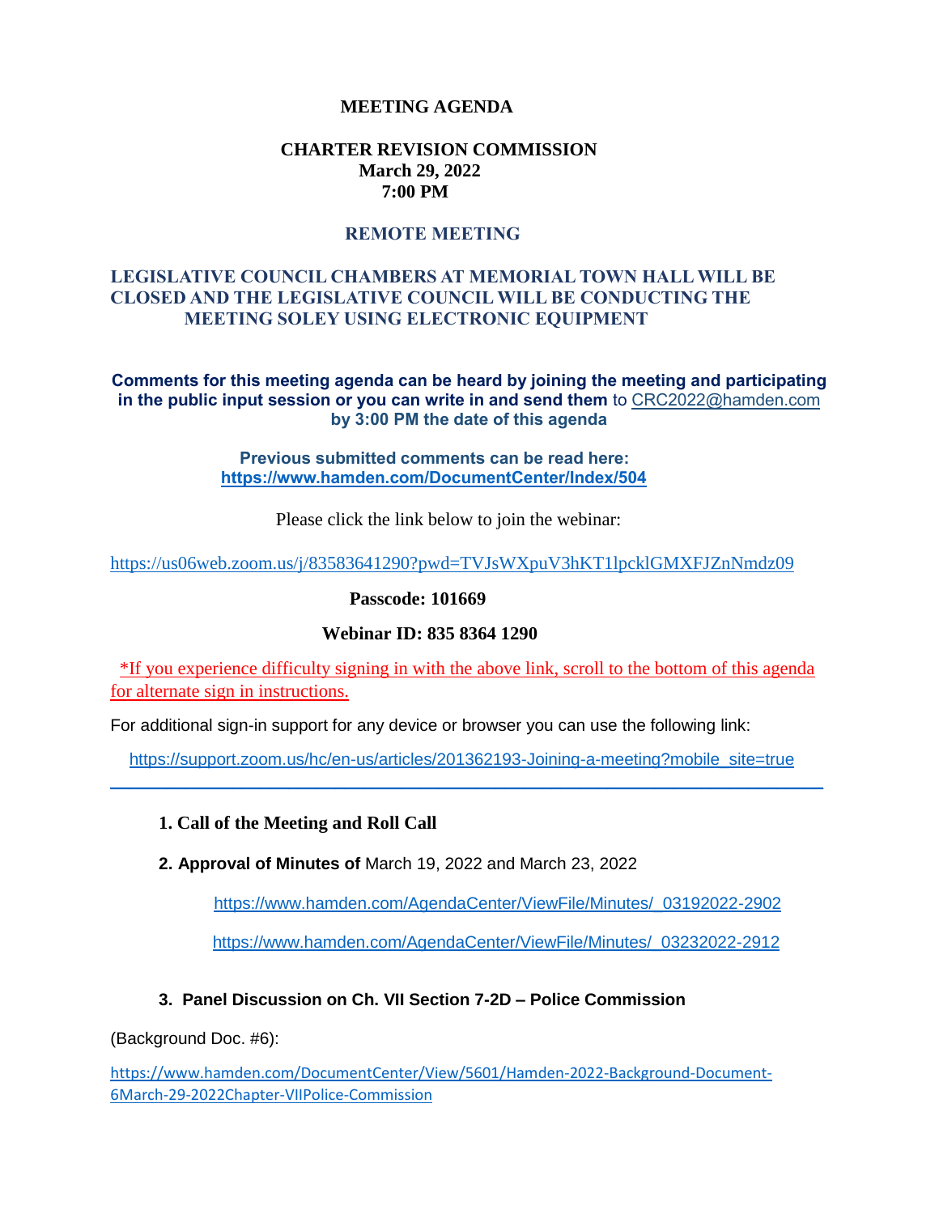# MEETING AGENDA

## CHARTER REVISION COMMISSION
**March 29, 2022**
**7:00 PM**

## REMOTE MEETING

**LEGISLATIVE COUNCIL CHAMBERS AT MEMORIAL TOWN HALL WILL BE CLOSED AND THE LEGISLATIVE COUNCIL WILL BE CONDUCTING THE MEETING SOLEY USING ELECTRONIC EQUIPMENT**

**Comments for this meeting agenda can be heard by joining the meeting and participating in the public input session or you can write in and send them** to CRC2022@hamden.com **by 3:00 PM the date of this agenda**

**Previous submitted comments can be read here:**
**https://www.hamden.com/DocumentCenter/Index/504**

Please click the link below to join the webinar:

https://us06web.zoom.us/j/83583641290?pwd=TVJsWXpuV3hKT1lpcklGMXFJZnNmdz09

**Passcode: 101669**

**Webinar ID: 835 8364 1290**

*If you experience difficulty signing in with the above link, scroll to the bottom of this agenda for alternate sign in instructions.

For additional sign-in support for any device or browser you can use the following link:

https://support.zoom.us/hc/en-us/articles/201362193-Joining-a-meeting?mobile_site=true

---

1. **Call of the Meeting and Roll Call**

2. **Approval of Minutes of** March 19, 2022 and March 23, 2022

   https://www.hamden.com/AgendaCenter/ViewFile/Minutes/_03192022-2902

   https://www.hamden.com/AgendaCenter/ViewFile/Minutes/_03232022-2912

3. **Panel Discussion on Ch. VII Section 7-2D – Police Commission**

(Background Doc. #6):

https://www.hamden.com/DocumentCenter/View/5601/Hamden-2022-Background-Document-6March-29-2022Chapter-VIIPolice-Commission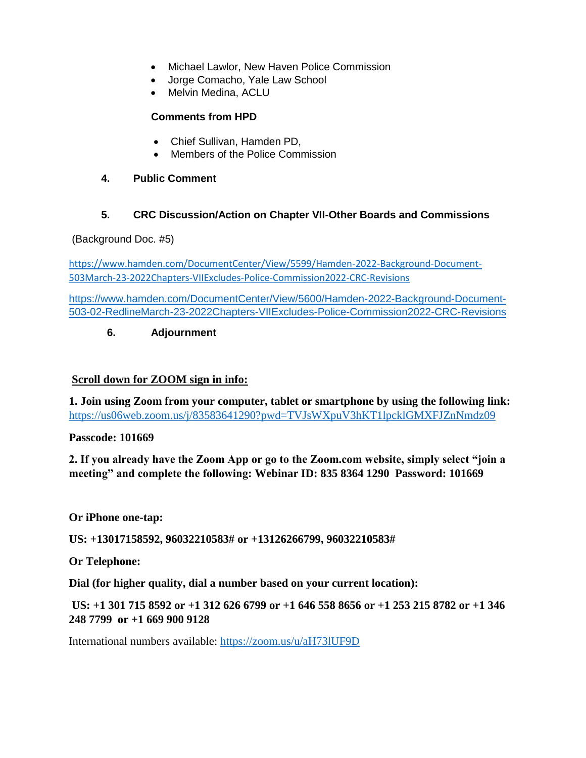- Michael Lawlor, New Haven Police Commission
- Jorge Comacho, Yale Law School
- Melvin Medina, ACLU

**Comments from HPD**

- Chief Sullivan, Hamden PD,
- Members of the Police Commission

**4. Public Comment**

**5. CRC Discussion/Action on Chapter VII-Other Boards and Commissions**

(Background Doc. #5)

https://www.hamden.com/DocumentCenter/View/5599/Hamden-2022-Background-Document-503March-23-2022Chapters-VIIExcludes-Police-Commission2022-CRC-Revisions

https://www.hamden.com/DocumentCenter/View/5600/Hamden-2022-Background-Document-503-02-RedlineMarch-23-2022Chapters-VIIExcludes-Police-Commission2022-CRC-Revisions

**6. Adjournment**

**Scroll down for ZOOM sign in info:**

**1. Join using Zoom from your computer, tablet or smartphone by using the following link:** https://us06web.zoom.us/j/83583641290?pwd=TVJsWXpuV3hKT1lpcklGMXFJZnNmdz09

**Passcode: 101669**

**2. If you already have the Zoom App or go to the Zoom.com website, simply select "join a meeting" and complete the following: Webinar ID: 835 8364 1290 Password: 101669**

**Or iPhone one-tap:**

**US: +13017158592, 96032210583# or +13126266799, 96032210583#**

**Or Telephone:**

**Dial (for higher quality, dial a number based on your current location):**

**US: +1 301 715 8592 or +1 312 626 6799 or +1 646 558 8656 or +1 253 215 8782 or +1 346 248 7799 or +1 669 900 9128**

International numbers available: https://zoom.us/u/aH73lUF9D